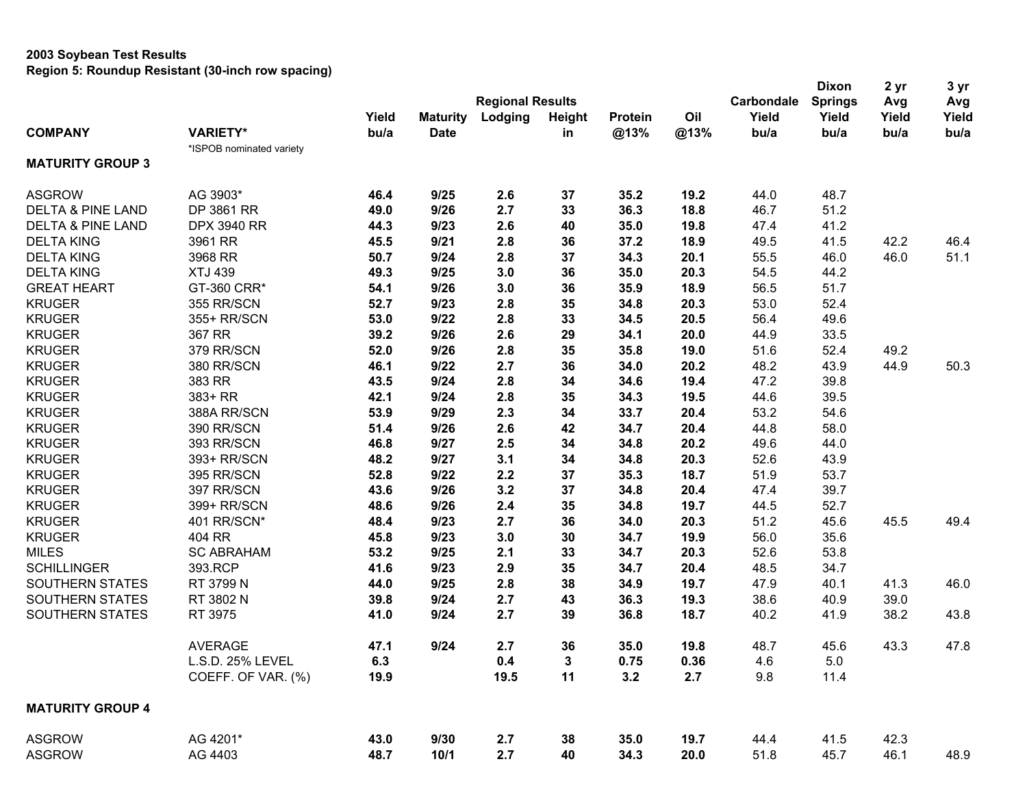**2003 Soybean Test Results**
**Region 5: Roundup Resistant (30-inch row spacing)**

| COMPANY | VARIETY* | Yield bu/a | Maturity Date | Regional Results Lodging | Height in | Protein @13% | Oil @13% | Carbondale Yield bu/a | Dixon Springs Yield bu/a | 2 yr Avg Yield bu/a | 3 yr Avg Yield bu/a |
|---|---|---|---|---|---|---|---|---|---|---|---|
| | *ISPOB nominated variety | | | | | | | | | | |
| **MATURITY GROUP 3** | | | | | | | | | | | |
| ASGROW | AG 3903* | **46.4** | **9/25** | **2.6** | **37** | **35.2** | **19.2** | 44.0 | 48.7 | | |
| DELTA & PINE LAND | DP 3861 RR | **49.0** | **9/26** | **2.7** | **33** | **36.3** | **18.8** | 46.7 | 51.2 | | |
| DELTA & PINE LAND | DPX 3940 RR | **44.3** | **9/23** | **2.6** | **40** | **35.0** | **19.8** | 47.4 | 41.2 | | |
| DELTA KING | 3961 RR | **45.5** | **9/21** | **2.8** | **36** | **37.2** | **18.9** | 49.5 | 41.5 | 42.2 | 46.4 |
| DELTA KING | 3968 RR | **50.7** | **9/24** | **2.8** | **37** | **34.3** | **20.1** | 55.5 | 46.0 | 46.0 | 51.1 |
| DELTA KING | XTJ 439 | **49.3** | **9/25** | **3.0** | **36** | **35.0** | **20.3** | 54.5 | 44.2 | | |
| GREAT HEART | GT-360 CRR* | **54.1** | **9/26** | **3.0** | **36** | **35.9** | **18.9** | 56.5 | 51.7 | | |
| KRUGER | 355 RR/SCN | **52.7** | **9/23** | **2.8** | **35** | **34.8** | **20.3** | 53.0 | 52.4 | | |
| KRUGER | 355+ RR/SCN | **53.0** | **9/22** | **2.8** | **33** | **34.5** | **20.5** | 56.4 | 49.6 | | |
| KRUGER | 367 RR | **39.2** | **9/26** | **2.6** | **29** | **34.1** | **20.0** | 44.9 | 33.5 | | |
| KRUGER | 379 RR/SCN | **52.0** | **9/26** | **2.8** | **35** | **35.8** | **19.0** | 51.6 | 52.4 | 49.2 | |
| KRUGER | 380 RR/SCN | **46.1** | **9/22** | **2.7** | **36** | **34.0** | **20.2** | 48.2 | 43.9 | 44.9 | 50.3 |
| KRUGER | 383 RR | **43.5** | **9/24** | **2.8** | **34** | **34.6** | **19.4** | 47.2 | 39.8 | | |
| KRUGER | 383+ RR | **42.1** | **9/24** | **2.8** | **35** | **34.3** | **19.5** | 44.6 | 39.5 | | |
| KRUGER | 388A RR/SCN | **53.9** | **9/29** | **2.3** | **34** | **33.7** | **20.4** | 53.2 | 54.6 | | |
| KRUGER | 390 RR/SCN | **51.4** | **9/26** | **2.6** | **42** | **34.7** | **20.4** | 44.8 | 58.0 | | |
| KRUGER | 393 RR/SCN | **46.8** | **9/27** | **2.5** | **34** | **34.8** | **20.2** | 49.6 | 44.0 | | |
| KRUGER | 393+ RR/SCN | **48.2** | **9/27** | **3.1** | **34** | **34.8** | **20.3** | 52.6 | 43.9 | | |
| KRUGER | 395 RR/SCN | **52.8** | **9/22** | **2.2** | **37** | **35.3** | **18.7** | 51.9 | 53.7 | | |
| KRUGER | 397 RR/SCN | **43.6** | **9/26** | **3.2** | **37** | **34.8** | **20.4** | 47.4 | 39.7 | | |
| KRUGER | 399+ RR/SCN | **48.6** | **9/26** | **2.4** | **35** | **34.8** | **19.7** | 44.5 | 52.7 | | |
| KRUGER | 401 RR/SCN* | **48.4** | **9/23** | **2.7** | **36** | **34.0** | **20.3** | 51.2 | 45.6 | 45.5 | 49.4 |
| KRUGER | 404 RR | **45.8** | **9/23** | **3.0** | **30** | **34.7** | **19.9** | 56.0 | 35.6 | | |
| MILES | SC ABRAHAM | **53.2** | **9/25** | **2.1** | **33** | **34.7** | **20.3** | 52.6 | 53.8 | | |
| SCHILLINGER | 393.RCP | **41.6** | **9/23** | **2.9** | **35** | **34.7** | **20.4** | 48.5 | 34.7 | | |
| SOUTHERN STATES | RT 3799 N | **44.0** | **9/25** | **2.8** | **38** | **34.9** | **19.7** | 47.9 | 40.1 | 41.3 | 46.0 |
| SOUTHERN STATES | RT 3802 N | **39.8** | **9/24** | **2.7** | **43** | **36.3** | **19.3** | 38.6 | 40.9 | 39.0 | |
| SOUTHERN STATES | RT 3975 | **41.0** | **9/24** | **2.7** | **39** | **36.8** | **18.7** | 40.2 | 41.9 | 38.2 | 43.8 |
| | AVERAGE | **47.1** | **9/24** | **2.7** | **36** | **35.0** | **19.8** | 48.7 | 45.6 | 43.3 | 47.8 |
| | L.S.D. 25% LEVEL | **6.3** | | **0.4** | **3** | **0.75** | **0.36** | 4.6 | 5.0 | | |
| | COEFF. OF VAR. (%) | **19.9** | | **19.5** | **11** | **3.2** | **2.7** | 9.8 | 11.4 | | |
| **MATURITY GROUP 4** | | | | | | | | | | | |
| ASGROW | AG 4201* | **43.0** | **9/30** | **2.7** | **38** | **35.0** | **19.7** | 44.4 | 41.5 | 42.3 | |
| ASGROW | AG 4403 | **48.7** | **10/1** | **2.7** | **40** | **34.3** | **20.0** | 51.8 | 45.7 | 46.1 | 48.9 |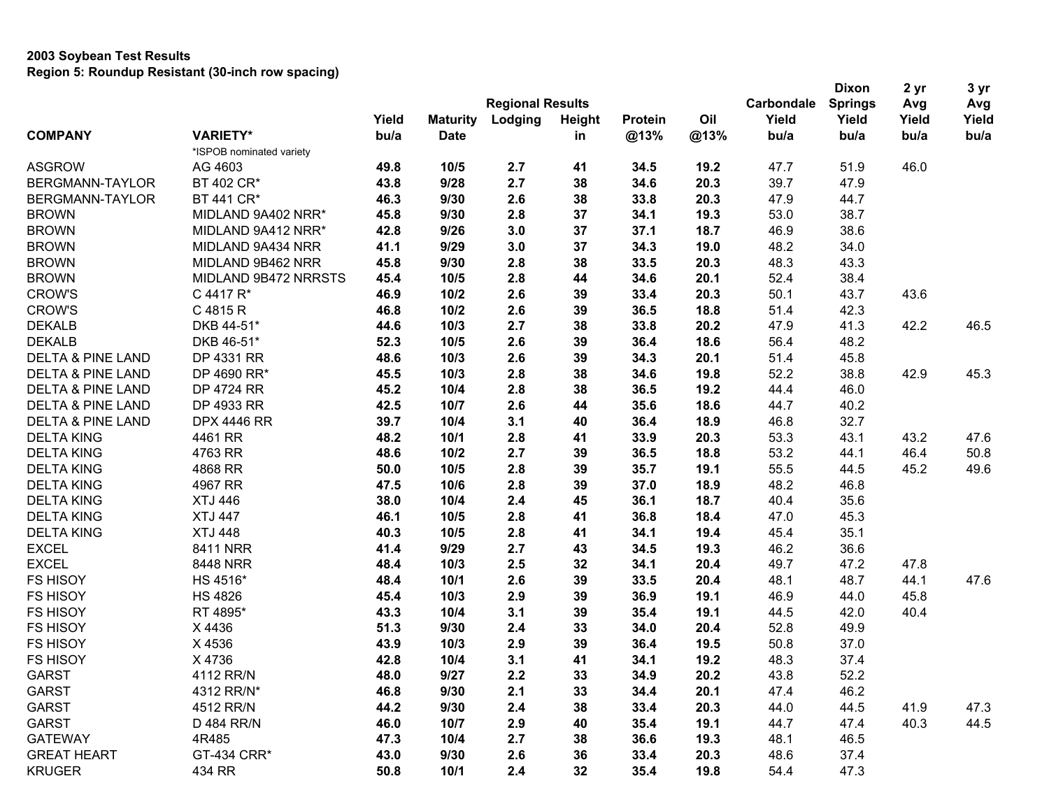**2003 Soybean Test Results**
**Region 5: Roundup Resistant (30-inch row spacing)**

| COMPANY | VARIETY* | Yield bu/a | Maturity Date | Regional Results Lodging | Height in | Protein @13% | Oil @13% | Carbondale Yield bu/a | Dixon Springs Yield bu/a | 2 yr Avg Yield bu/a | 3 yr Avg Yield bu/a |
|---|---|---|---|---|---|---|---|---|---|---|---|
| | *ISPOB nominated variety | | | | | | | | | | |
| ASGROW | AG 4603 | **49.8** | **10/5** | **2.7** | **41** | **34.5** | **19.2** | 47.7 | 51.9 | 46.0 | |
| BERGMANN-TAYLOR | BT 402 CR* | **43.8** | **9/28** | **2.7** | **38** | **34.6** | **20.3** | 39.7 | 47.9 | | |
| BERGMANN-TAYLOR | BT 441 CR* | **46.3** | **9/30** | **2.6** | **38** | **33.8** | **20.3** | 47.9 | 44.7 | | |
| BROWN | MIDLAND 9A402 NRR* | **45.8** | **9/30** | **2.8** | **37** | **34.1** | **19.3** | 53.0 | 38.7 | | |
| BROWN | MIDLAND 9A412 NRR* | **42.8** | **9/26** | **3.0** | **37** | **37.1** | **18.7** | 46.9 | 38.6 | | |
| BROWN | MIDLAND 9A434 NRR | **41.1** | **9/29** | **3.0** | **37** | **34.3** | **19.0** | 48.2 | 34.0 | | |
| BROWN | MIDLAND 9B462 NRR | **45.8** | **9/30** | **2.8** | **38** | **33.5** | **20.3** | 48.3 | 43.3 | | |
| BROWN | MIDLAND 9B472 NRRSTS | **45.4** | **10/5** | **2.8** | **44** | **34.6** | **20.1** | 52.4 | 38.4 | | |
| CROW'S | C 4417 R* | **46.9** | **10/2** | **2.6** | **39** | **33.4** | **20.3** | 50.1 | 43.7 | 43.6 | |
| CROW'S | C 4815 R | **46.8** | **10/2** | **2.6** | **39** | **36.5** | **18.8** | 51.4 | 42.3 | | |
| DEKALB | DKB 44-51* | **44.6** | **10/3** | **2.7** | **38** | **33.8** | **20.2** | 47.9 | 41.3 | 42.2 | 46.5 |
| DEKALB | DKB 46-51* | **52.3** | **10/5** | **2.6** | **39** | **36.4** | **18.6** | 56.4 | 48.2 | | |
| DELTA & PINE LAND | DP 4331 RR | **48.6** | **10/3** | **2.6** | **39** | **34.3** | **20.1** | 51.4 | 45.8 | | |
| DELTA & PINE LAND | DP 4690 RR* | **45.5** | **10/3** | **2.8** | **38** | **34.6** | **19.8** | 52.2 | 38.8 | 42.9 | 45.3 |
| DELTA & PINE LAND | DP 4724 RR | **45.2** | **10/4** | **2.8** | **38** | **36.5** | **19.2** | 44.4 | 46.0 | | |
| DELTA & PINE LAND | DP 4933 RR | **42.5** | **10/7** | **2.6** | **44** | **35.6** | **18.6** | 44.7 | 40.2 | | |
| DELTA & PINE LAND | DPX 4446 RR | **39.7** | **10/4** | **3.1** | **40** | **36.4** | **18.9** | 46.8 | 32.7 | | |
| DELTA KING | 4461 RR | **48.2** | **10/1** | **2.8** | **41** | **33.9** | **20.3** | 53.3 | 43.1 | 43.2 | 47.6 |
| DELTA KING | 4763 RR | **48.6** | **10/2** | **2.7** | **39** | **36.5** | **18.8** | 53.2 | 44.1 | 46.4 | 50.8 |
| DELTA KING | 4868 RR | **50.0** | **10/5** | **2.8** | **39** | **35.7** | **19.1** | 55.5 | 44.5 | 45.2 | 49.6 |
| DELTA KING | 4967 RR | **47.5** | **10/6** | **2.8** | **39** | **37.0** | **18.9** | 48.2 | 46.8 | | |
| DELTA KING | XTJ 446 | **38.0** | **10/4** | **2.4** | **45** | **36.1** | **18.7** | 40.4 | 35.6 | | |
| DELTA KING | XTJ 447 | **46.1** | **10/5** | **2.8** | **41** | **36.8** | **18.4** | 47.0 | 45.3 | | |
| DELTA KING | XTJ 448 | **40.3** | **10/5** | **2.8** | **41** | **34.1** | **19.4** | 45.4 | 35.1 | | |
| EXCEL | 8411 NRR | **41.4** | **9/29** | **2.7** | **43** | **34.5** | **19.3** | 46.2 | 36.6 | | |
| EXCEL | 8448 NRR | **48.4** | **10/3** | **2.5** | **32** | **34.1** | **20.4** | 49.7 | 47.2 | 47.8 | |
| FS HISOY | HS 4516* | **48.4** | **10/1** | **2.6** | **39** | **33.5** | **20.4** | 48.1 | 48.7 | 44.1 | 47.6 |
| FS HISOY | HS 4826 | **45.4** | **10/3** | **2.9** | **39** | **36.9** | **19.1** | 46.9 | 44.0 | 45.8 | |
| FS HISOY | RT 4895* | **43.3** | **10/4** | **3.1** | **39** | **35.4** | **19.1** | 44.5 | 42.0 | 40.4 | |
| FS HISOY | X 4436 | **51.3** | **9/30** | **2.4** | **33** | **34.0** | **20.4** | 52.8 | 49.9 | | |
| FS HISOY | X 4536 | **43.9** | **10/3** | **2.9** | **39** | **36.4** | **19.5** | 50.8 | 37.0 | | |
| FS HISOY | X 4736 | **42.8** | **10/4** | **3.1** | **41** | **34.1** | **19.2** | 48.3 | 37.4 | | |
| GARST | 4112 RR/N | **48.0** | **9/27** | **2.2** | **33** | **34.9** | **20.2** | 43.8 | 52.2 | | |
| GARST | 4312 RR/N* | **46.8** | **9/30** | **2.1** | **33** | **34.4** | **20.1** | 47.4 | 46.2 | | |
| GARST | 4512 RR/N | **44.2** | **9/30** | **2.4** | **38** | **33.4** | **20.3** | 44.0 | 44.5 | 41.9 | 47.3 |
| GARST | D 484 RR/N | **46.0** | **10/7** | **2.9** | **40** | **35.4** | **19.1** | 44.7 | 47.4 | 40.3 | 44.5 |
| GATEWAY | 4R485 | **47.3** | **10/4** | **2.7** | **38** | **36.6** | **19.3** | 48.1 | 46.5 | | |
| GREAT HEART | GT-434 CRR* | **43.0** | **9/30** | **2.6** | **36** | **33.4** | **20.3** | 48.6 | 37.4 | | |
| KRUGER | 434 RR | **50.8** | **10/1** | **2.4** | **32** | **35.4** | **19.8** | 54.4 | 47.3 | | |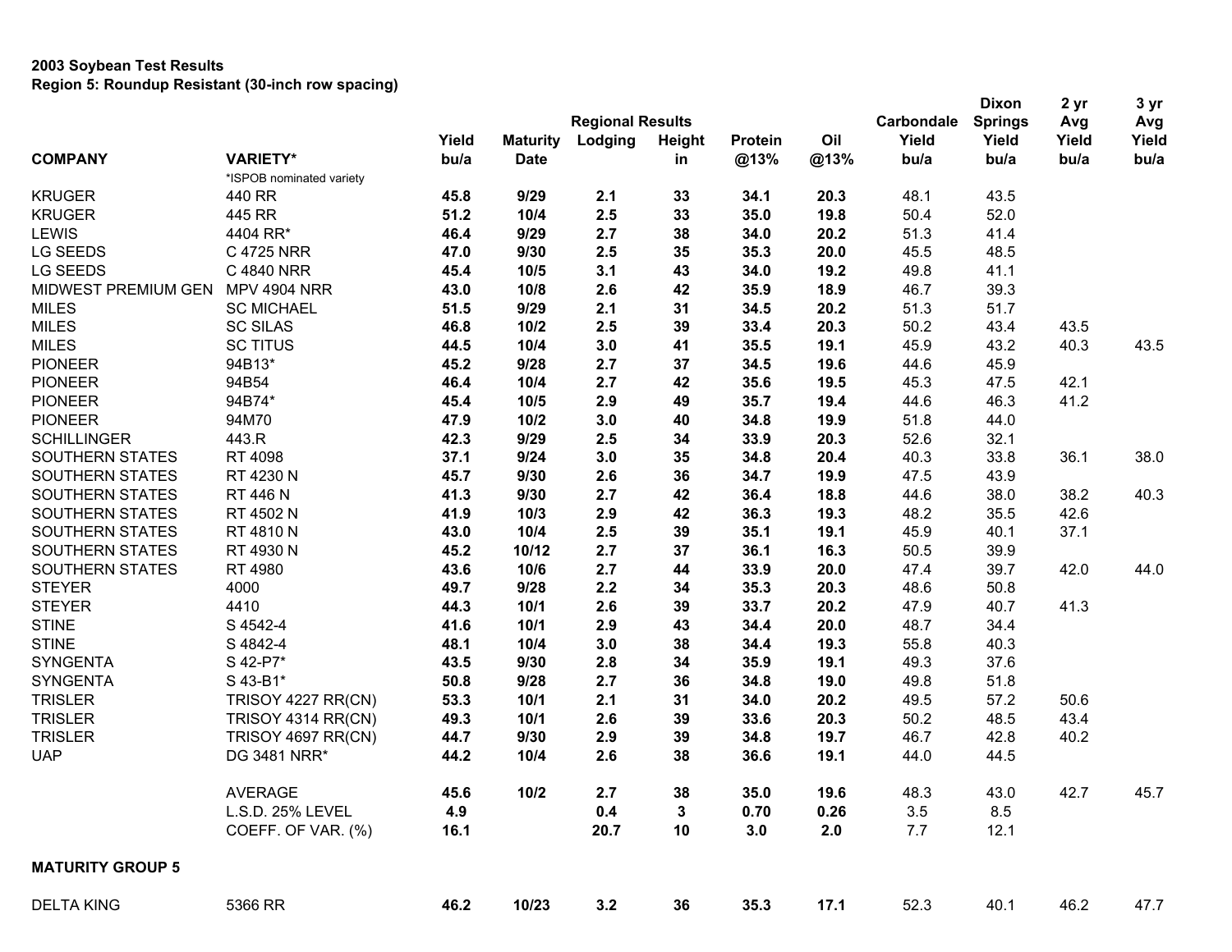**2003 Soybean Test Results**
**Region 5: Roundup Resistant (30-inch row spacing)**

| COMPANY | VARIETY* | Yield bu/a | Maturity Date | Regional Results Lodging | Height in | Protein @13% | Oil @13% | Carbondale Yield bu/a | Dixon Springs Yield bu/a | 2 yr Avg Yield bu/a | 3 yr Avg Yield bu/a |
|---|---|---|---|---|---|---|---|---|---|---|---|
| | *ISPOB nominated variety | | | | | | | | | | |
| KRUGER | 440 RR | **45.8** | **9/29** | **2.1** | **33** | **34.1** | **20.3** | 48.1 | 43.5 | | |
| KRUGER | 445 RR | **51.2** | **10/4** | **2.5** | **33** | **35.0** | **19.8** | 50.4 | 52.0 | | |
| LEWIS | 4404 RR* | **46.4** | **9/29** | **2.7** | **38** | **34.0** | **20.2** | 51.3 | 41.4 | | |
| LG SEEDS | C 4725 NRR | **47.0** | **9/30** | **2.5** | **35** | **35.3** | **20.0** | 45.5 | 48.5 | | |
| LG SEEDS | C 4840 NRR | **45.4** | **10/5** | **3.1** | **43** | **34.0** | **19.2** | 49.8 | 41.1 | | |
| MIDWEST PREMIUM GEN | MPV 4904 NRR | **43.0** | **10/8** | **2.6** | **42** | **35.9** | **18.9** | 46.7 | 39.3 | | |
| MILES | SC MICHAEL | **51.5** | **9/29** | **2.1** | **31** | **34.5** | **20.2** | 51.3 | 51.7 | | |
| MILES | SC SILAS | **46.8** | **10/2** | **2.5** | **39** | **33.4** | **20.3** | 50.2 | 43.4 | 43.5 | |
| MILES | SC TITUS | **44.5** | **10/4** | **3.0** | **41** | **35.5** | **19.1** | 45.9 | 43.2 | 40.3 | 43.5 |
| PIONEER | 94B13* | **45.2** | **9/28** | **2.7** | **37** | **34.5** | **19.6** | 44.6 | 45.9 | | |
| PIONEER | 94B54 | **46.4** | **10/4** | **2.7** | **42** | **35.6** | **19.5** | 45.3 | 47.5 | 42.1 | |
| PIONEER | 94B74* | **45.4** | **10/5** | **2.9** | **49** | **35.7** | **19.4** | 44.6 | 46.3 | 41.2 | |
| PIONEER | 94M70 | **47.9** | **10/2** | **3.0** | **40** | **34.8** | **19.9** | 51.8 | 44.0 | | |
| SCHILLINGER | 443.R | **42.3** | **9/29** | **2.5** | **34** | **33.9** | **20.3** | 52.6 | 32.1 | | |
| SOUTHERN STATES | RT 4098 | **37.1** | **9/24** | **3.0** | **35** | **34.8** | **20.4** | 40.3 | 33.8 | 36.1 | 38.0 |
| SOUTHERN STATES | RT 4230 N | **45.7** | **9/30** | **2.6** | **36** | **34.7** | **19.9** | 47.5 | 43.9 | | |
| SOUTHERN STATES | RT 446 N | **41.3** | **9/30** | **2.7** | **42** | **36.4** | **18.8** | 44.6 | 38.0 | 38.2 | 40.3 |
| SOUTHERN STATES | RT 4502 N | **41.9** | **10/3** | **2.9** | **42** | **36.3** | **19.3** | 48.2 | 35.5 | 42.6 | |
| SOUTHERN STATES | RT 4810 N | **43.0** | **10/4** | **2.5** | **39** | **35.1** | **19.1** | 45.9 | 40.1 | 37.1 | |
| SOUTHERN STATES | RT 4930 N | **45.2** | **10/12** | **2.7** | **37** | **36.1** | **16.3** | 50.5 | 39.9 | | |
| SOUTHERN STATES | RT 4980 | **43.6** | **10/6** | **2.7** | **44** | **33.9** | **20.0** | 47.4 | 39.7 | 42.0 | 44.0 |
| STEYER | 4000 | **49.7** | **9/28** | **2.2** | **34** | **35.3** | **20.3** | 48.6 | 50.8 | | |
| STEYER | 4410 | **44.3** | **10/1** | **2.6** | **39** | **33.7** | **20.2** | 47.9 | 40.7 | 41.3 | |
| STINE | S 4542-4 | **41.6** | **10/1** | **2.9** | **43** | **34.4** | **20.0** | 48.7 | 34.4 | | |
| STINE | S 4842-4 | **48.1** | **10/4** | **3.0** | **38** | **34.4** | **19.3** | 55.8 | 40.3 | | |
| SYNGENTA | S 42-P7* | **43.5** | **9/30** | **2.8** | **34** | **35.9** | **19.1** | 49.3 | 37.6 | | |
| SYNGENTA | S 43-B1* | **50.8** | **9/28** | **2.7** | **36** | **34.8** | **19.0** | 49.8 | 51.8 | | |
| TRISLER | TRISOY 4227 RR(CN) | **53.3** | **10/1** | **2.1** | **31** | **34.0** | **20.2** | 49.5 | 57.2 | 50.6 | |
| TRISLER | TRISOY 4314 RR(CN) | **49.3** | **10/1** | **2.6** | **39** | **33.6** | **20.3** | 50.2 | 48.5 | 43.4 | |
| TRISLER | TRISOY 4697 RR(CN) | **44.7** | **9/30** | **2.9** | **39** | **34.8** | **19.7** | 46.7 | 42.8 | 40.2 | |
| UAP | DG 3481 NRR* | **44.2** | **10/4** | **2.6** | **38** | **36.6** | **19.1** | 44.0 | 44.5 | | |
| | AVERAGE | **45.6** | **10/2** | **2.7** | **38** | **35.0** | **19.6** | 48.3 | 43.0 | 42.7 | 45.7 |
| | L.S.D. 25% LEVEL | **4.9** | | **0.4** | **3** | **0.70** | **0.26** | 3.5 | 8.5 | | |
| | COEFF. OF VAR. (%) | **16.1** | | **20.7** | **10** | **3.0** | **2.0** | 7.7 | 12.1 | | |
| **MATURITY GROUP 5** | | | | | | | | | | | |
| DELTA KING | 5366 RR | **46.2** | **10/23** | **3.2** | **36** | **35.3** | **17.1** | 52.3 | 40.1 | 46.2 | 47.7 |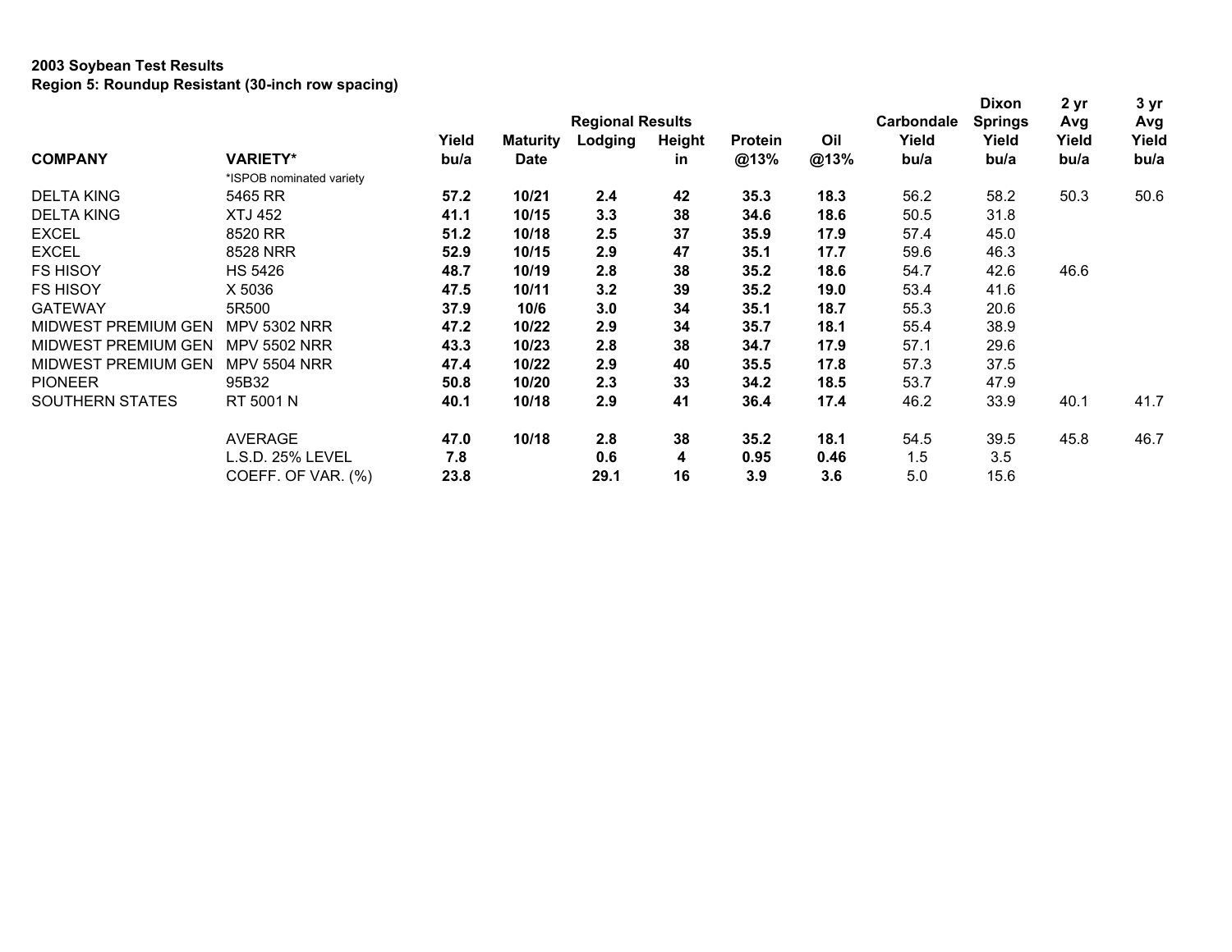**2003 Soybean Test Results**
**Region 5: Roundup Resistant (30-inch row spacing)**

| | | | | Regional Results | | | | | | | | |
|---|---|---|---|---|---|---|---|---|---|---|---|---|
| **COMPANY** | **VARIETY*** | **Yield bu/a** | **Maturity Date** | **Lodging** | **Height in** | **Protein @13%** | **Oil @13%** | **Carbondale Yield bu/a** | **Dixon Springs Yield bu/a** | **2 yr Avg Yield bu/a** | **3 yr Avg Yield bu/a** |
| | *ISPOB nominated variety | | | | | | | | | | |
| DELTA KING | 5465 RR | **57.2** | **10/21** | **2.4** | **42** | **35.3** | **18.3** | 56.2 | 58.2 | 50.3 | 50.6 |
| DELTA KING | XTJ 452 | **41.1** | **10/15** | **3.3** | **38** | **34.6** | **18.6** | 50.5 | 31.8 | | |
| EXCEL | 8520 RR | **51.2** | **10/18** | **2.5** | **37** | **35.9** | **17.9** | 57.4 | 45.0 | | |
| EXCEL | 8528 NRR | **52.9** | **10/15** | **2.9** | **47** | **35.1** | **17.7** | 59.6 | 46.3 | | |
| FS HISOY | HS 5426 | **48.7** | **10/19** | **2.8** | **38** | **35.2** | **18.6** | 54.7 | 42.6 | 46.6 | |
| FS HISOY | X 5036 | **47.5** | **10/11** | **3.2** | **39** | **35.2** | **19.0** | 53.4 | 41.6 | | |
| GATEWAY | 5R500 | **37.9** | **10/6** | **3.0** | **34** | **35.1** | **18.7** | 55.3 | 20.6 | | |
| MIDWEST PREMIUM GEN | MPV 5302 NRR | **47.2** | **10/22** | **2.9** | **34** | **35.7** | **18.1** | 55.4 | 38.9 | | |
| MIDWEST PREMIUM GEN | MPV 5502 NRR | **43.3** | **10/23** | **2.8** | **38** | **34.7** | **17.9** | 57.1 | 29.6 | | |
| MIDWEST PREMIUM GEN | MPV 5504 NRR | **47.4** | **10/22** | **2.9** | **40** | **35.5** | **17.8** | 57.3 | 37.5 | | |
| PIONEER | 95B32 | **50.8** | **10/20** | **2.3** | **33** | **34.2** | **18.5** | 53.7 | 47.9 | | |
| SOUTHERN STATES | RT 5001 N | **40.1** | **10/18** | **2.9** | **41** | **36.4** | **17.4** | 46.2 | 33.9 | 40.1 | 41.7 |
| | AVERAGE | **47.0** | **10/18** | **2.8** | **38** | **35.2** | **18.1** | 54.5 | 39.5 | 45.8 | 46.7 |
| | L.S.D. 25% LEVEL | **7.8** | | **0.6** | **4** | **0.95** | **0.46** | 1.5 | 3.5 | | |
| | COEFF. OF VAR. (%) | **23.8** | | **29.1** | **16** | **3.9** | **3.6** | 5.0 | 15.6 | | |